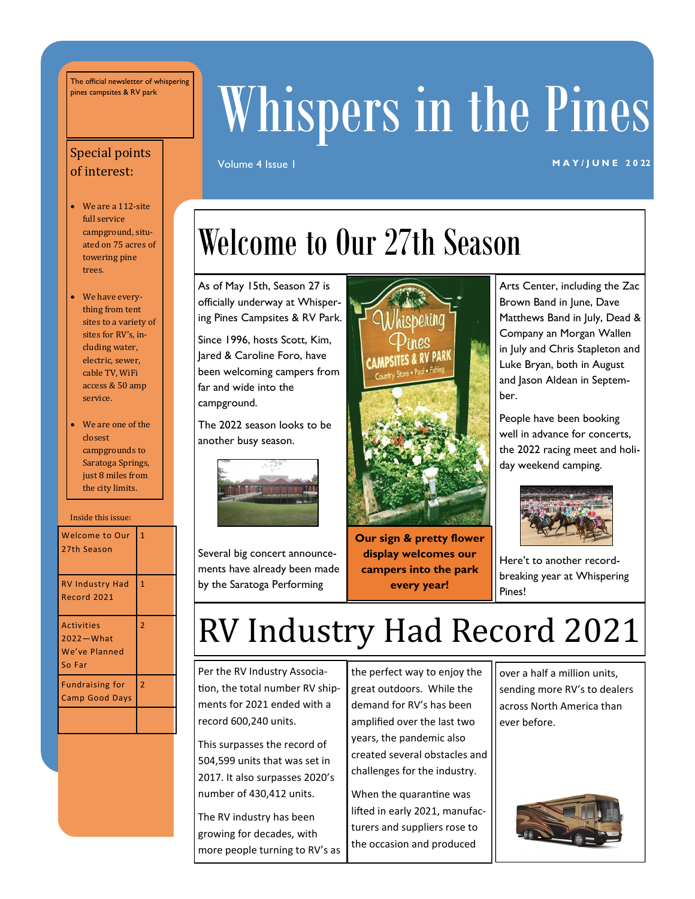The official newsletter of whispering pines campsites & RV park

# Whispers in the Pines

Volume 4 Issue 1

MAY/JUNE 2022

## Special points of interest:

- We are a 112-site full service campground, situated on 75 acres of towering pine trees.
- We have everything from tent sites to a variety of sites for RV's, including water, electric, sewer, cable TV, WiFi access & 50 amp service.
- We are one of the closest campgrounds to Saratoga Springs, just 8 miles from the city limits.

Inside this issue:

| | |
|---|---|
| Welcome to Our 27th Season | 1 |
| RV Industry Had Record 2021 | 1 |
| Activities 2022—What We've Planned So Far | 2 |
| Fundraising for Camp Good Days | 2 |

## Welcome to Our 27th Season

As of May 15th, Season 27 is officially underway at Whispering Pines Campsites & RV Park.

Since 1996, hosts Scott, Kim, Jared & Caroline Foro, have been welcoming campers from far and wide into the campground.

The 2022 season looks to be another busy season.

Several big concert announcements have already been made by the Saratoga Performing Arts Center, including the Zac Brown Band in June, Dave Matthews Band in July, Dead & Company an Morgan Wallen in July and Chris Stapleton and Luke Bryan, both in August and Jason Aldean in September.

People have been booking well in advance for concerts, the 2022 racing meet and holiday weekend camping.

Here't to another record-breaking year at Whispering Pines!

**Our sign & pretty flower display welcomes our campers into the park every year!**

## RV Industry Had Record 2021

Per the RV Industry Association, the total number RV shipments for 2021 ended with a record 600,240 units.

This surpasses the record of 504,599 units that was set in 2017. It also surpasses 2020's number of 430,412 units.

The RV industry has been growing for decades, with more people turning to RV's as the perfect way to enjoy the great outdoors. While the demand for RV's has been amplified over the last two years, the pandemic also created several obstacles and challenges for the industry.

When the quarantine was lifted in early 2021, manufacturers and suppliers rose to the occasion and produced over a half a million units, sending more RV's to dealers across North America than ever before.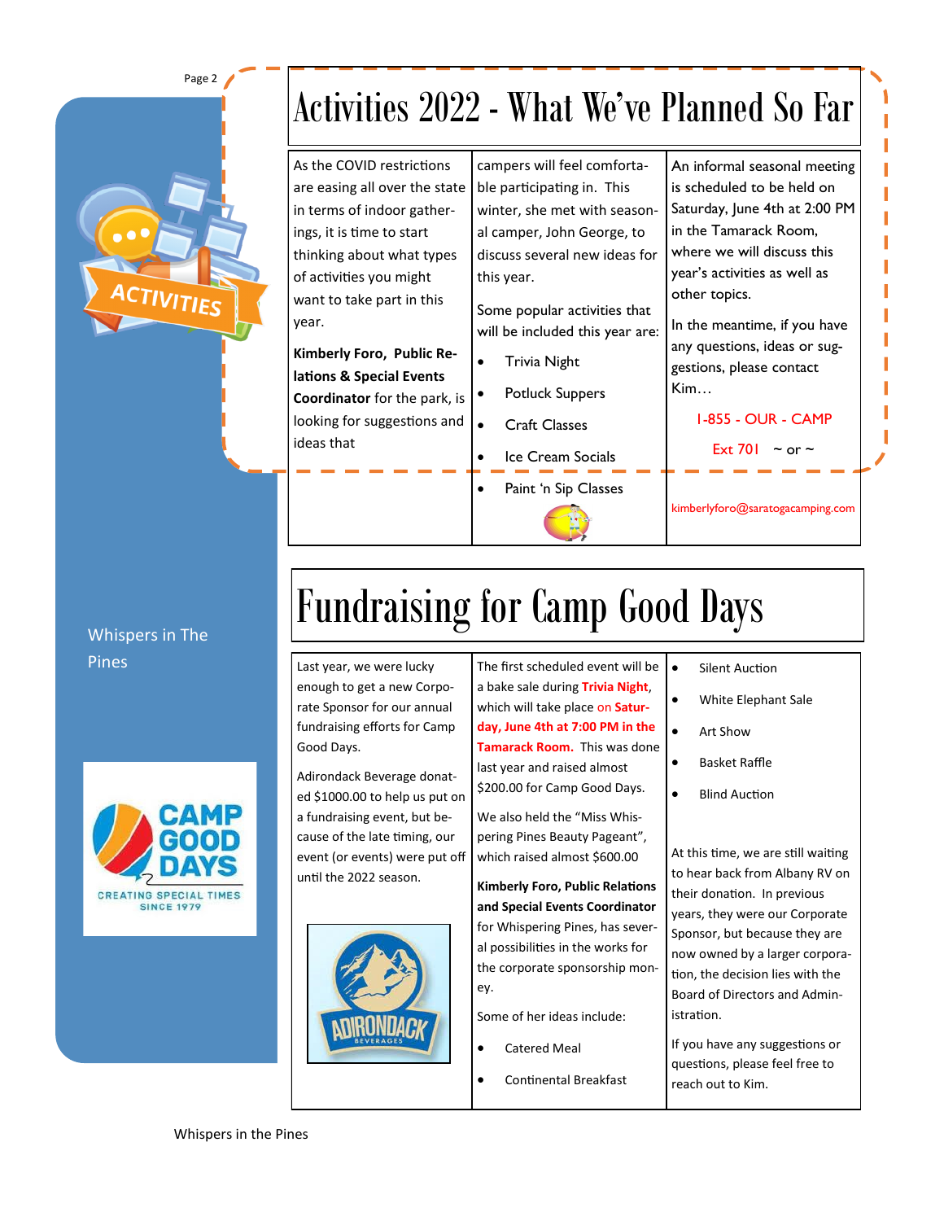# Activities 2022 - What We've Planned So Far

As the COVID restrictions are easing all over the state in terms of indoor gatherings, it is time to start thinking about what types of activities you might want to take part in this year.

**Kimberly Foro, Public Relations & Special Events Coordinator** for the park, is looking for suggestions and ideas that campers will feel comfortable participating in. This winter, she met with seasonal camper, John George, to discuss several new ideas for this year.

Some popular activities that will be included this year are:

- Trivia Night
- Potluck Suppers
- Craft Classes
- Ice Cream Socials
- Paint 'n Sip Classes

An informal seasonal meeting is scheduled to be held on Saturday, June 4th at 2:00 PM in the Tamarack Room, where we will discuss this year's activities as well as other topics.

In the meantime, if you have any questions, ideas or suggestions, please contact Kim…

1-855 - OUR - CAMP

Ext 701 ~ or ~

kimberlyforo@saratogacamping.com

Whispers in The Pines

# Fundraising for Camp Good Days

Last year, we were lucky enough to get a new Corporate Sponsor for our annual fundraising efforts for Camp Good Days.

Adirondack Beverage donated $1000.00 to help us put on a fundraising event, but because of the late timing, our event (or events) were put off until the 2022 season.

The first scheduled event will be a bake sale during **Trivia Night**, which will take place on **Saturday, June 4th at 7:00 PM in the Tamarack Room.** This was done last year and raised almost $200.00 for Camp Good Days.

We also held the "Miss Whispering Pines Beauty Pageant", which raised almost $600.00

**Kimberly Foro, Public Relations and Special Events Coordinator** for Whispering Pines, has several possibilities in the works for the corporate sponsorship money.

Some of her ideas include:

- Catered Meal
- Continental Breakfast
- Silent Auction
- White Elephant Sale
- Art Show
- Basket Raffle
- Blind Auction

At this time, we are still waiting to hear back from Albany RV on their donation. In previous years, they were our Corporate Sponsor, but because they are now owned by a larger corporation, the decision lies with the Board of Directors and Administration.

If you have any suggestions or questions, please feel free to reach out to Kim.